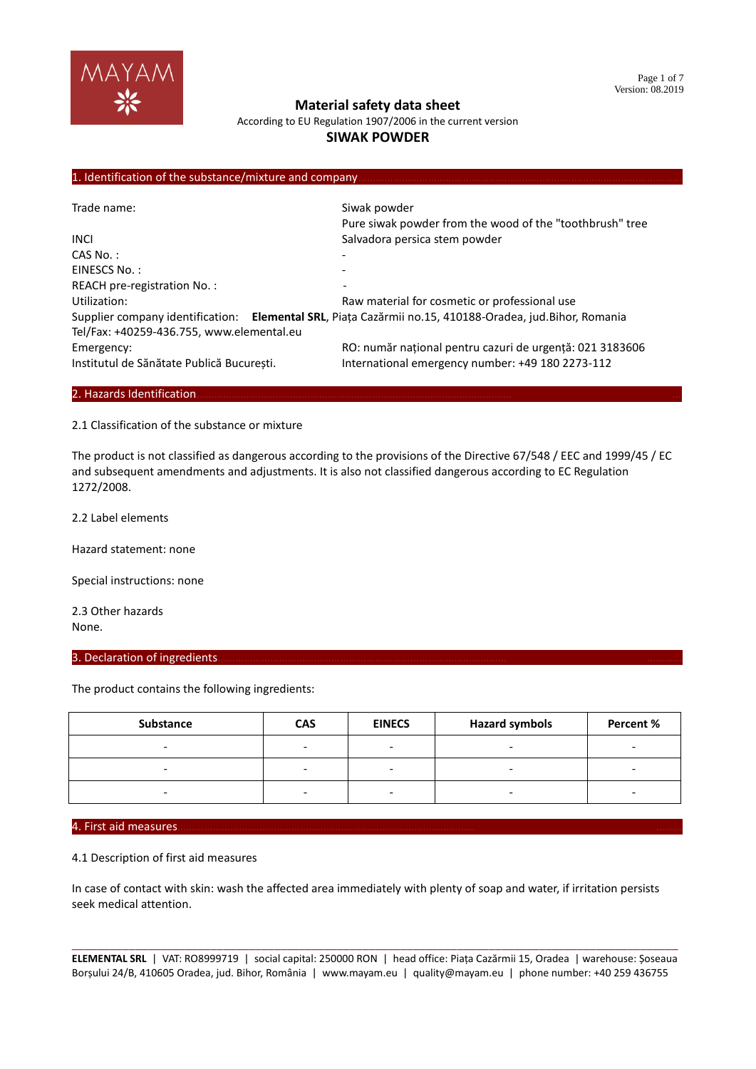# Material safety data sheet

According to EU Regulation 1907/2006 in the current version

## SIWAK POWDER

## 1. Identification of the substance/mixture and company

| | |
|---|---|
| Trade name: | Siwak powder<br>Pure siwak powder from the wood of the "toothbrush" tree |
| INCI | Salvadora persica stem powder |
| CAS No. : | - |
| EINESCS No. : | - |
| REACH pre-registration No. : | - |
| Utilization: | Raw material for cosmetic or professional use |

Supplier company identification: **Elemental SRL**, Piața Cazărmii no.15, 410188-Oradea, jud.Bihor, Romania
Tel/Fax: +40259-436.755, www.elemental.eu

| | |
|---|---|
| Emergency:<br>Institutul de Sănătate Publică București. | RO: număr național pentru cazuri de urgență: 021 3183606<br>International emergency number: +49 180 2273-112 |

## 2. Hazards Identification

2.1 Classification of the substance or mixture

The product is not classified as dangerous according to the provisions of the Directive 67/548 / EEC and 1999/45 / EC and subsequent amendments and adjustments. It is also not classified dangerous according to EC Regulation 1272/2008.

2.2 Label elements

Hazard statement: none

Special instructions: none

2.3 Other hazards
None.

## 3. Declaration of ingredients

The product contains the following ingredients:

| Substance | CAS | EINECS | Hazard symbols | Percent % |
|---|---|---|---|---|
| - | - | - | - | - |
| - | - | - | - | - |
| - | - | - | - | - |

## 4. First aid measures

4.1 Description of first aid measures

In case of contact with skin: wash the affected area immediately with plenty of soap and water, if irritation persists seek medical attention.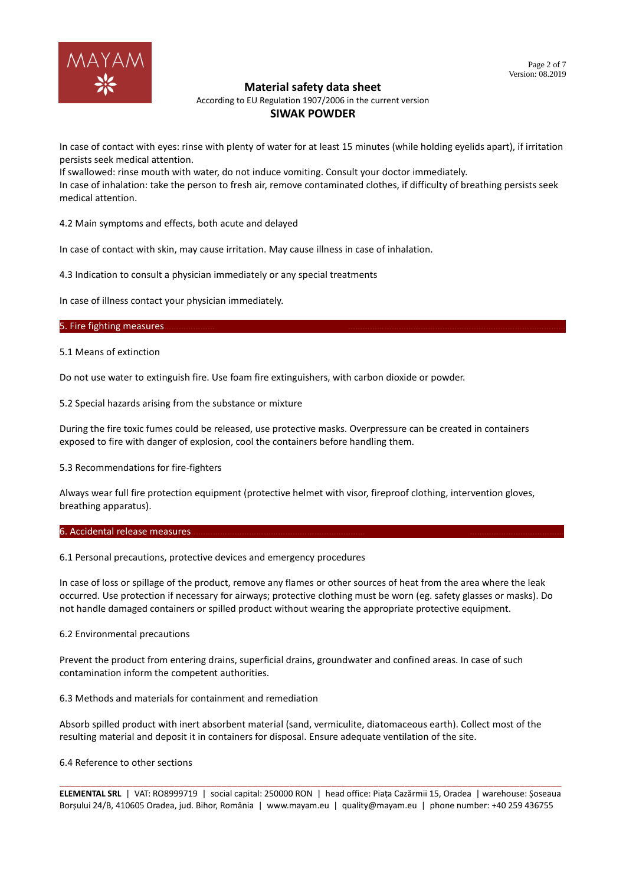In case of contact with eyes: rinse with plenty of water for at least 15 minutes (while holding eyelids apart), if irritation persists seek medical attention.
If swallowed: rinse mouth with water, do not induce vomiting. Consult your doctor immediately.
In case of inhalation: take the person to fresh air, remove contaminated clothes, if difficulty of breathing persists seek medical attention.

4.2 Main symptoms and effects, both acute and delayed

In case of contact with skin, may cause irritation. May cause illness in case of inhalation.

4.3 Indication to consult a physician immediately or any special treatments

In case of illness contact your physician immediately.

## 5. Fire fighting measures

5.1 Means of extinction

Do not use water to extinguish fire. Use foam fire extinguishers, with carbon dioxide or powder.

5.2 Special hazards arising from the substance or mixture

During the fire toxic fumes could be released, use protective masks. Overpressure can be created in containers exposed to fire with danger of explosion, cool the containers before handling them.

5.3 Recommendations for fire-fighters

Always wear full fire protection equipment (protective helmet with visor, fireproof clothing, intervention gloves, breathing apparatus).

## 6. Accidental release measures

6.1 Personal precautions, protective devices and emergency procedures

In case of loss or spillage of the product, remove any flames or other sources of heat from the area where the leak occurred. Use protection if necessary for airways; protective clothing must be worn (eg. safety glasses or masks). Do not handle damaged containers or spilled product without wearing the appropriate protective equipment.

6.2 Environmental precautions

Prevent the product from entering drains, superficial drains, groundwater and confined areas. In case of such contamination inform the competent authorities.

6.3 Methods and materials for containment and remediation

Absorb spilled product with inert absorbent material (sand, vermiculite, diatomaceous earth). Collect most of the resulting material and deposit it in containers for disposal. Ensure adequate ventilation of the site.

6.4 Reference to other sections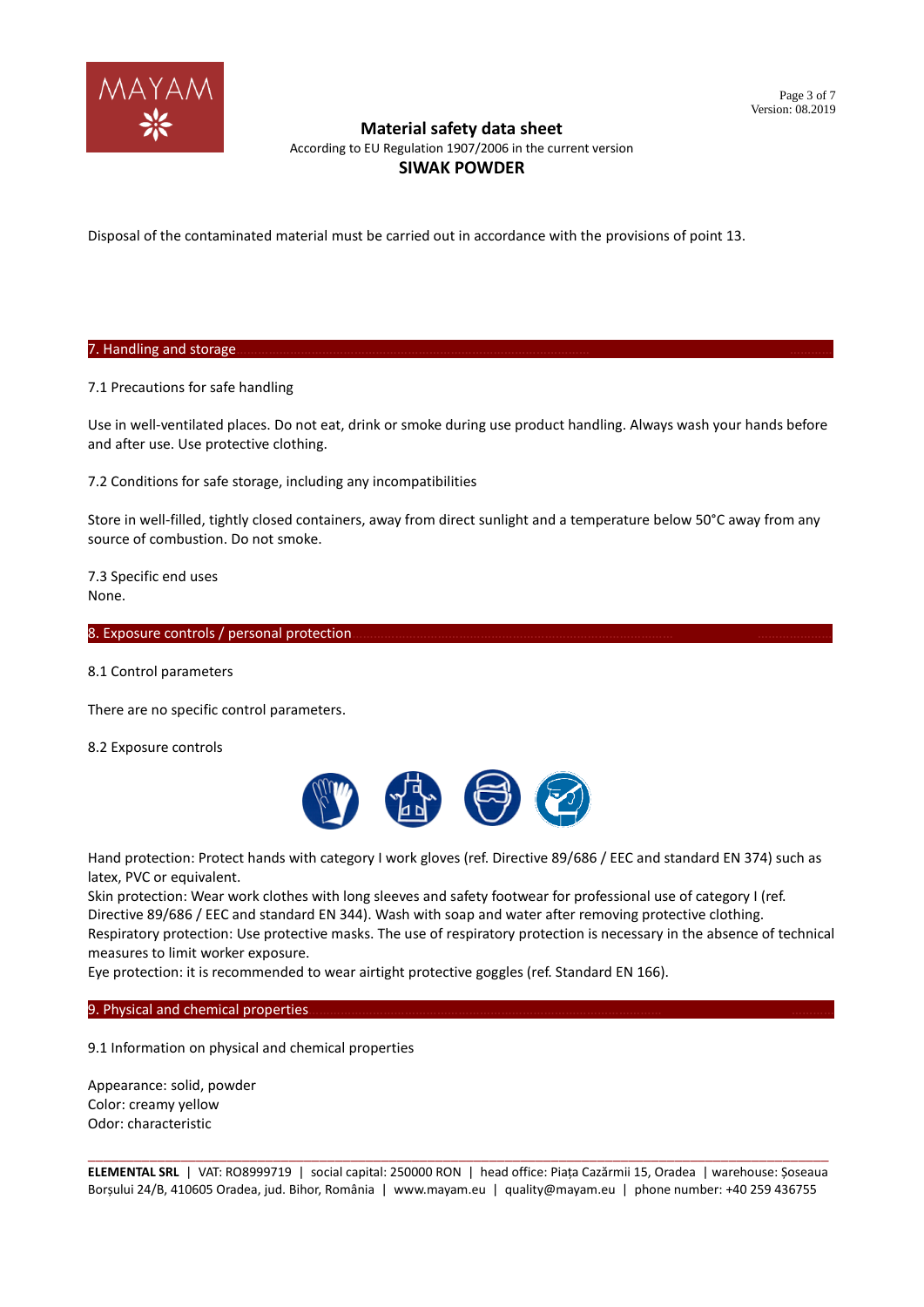Disposal of the contaminated material must be carried out in accordance with the provisions of point 13.

## 7. Handling and storage

7.1 Precautions for safe handling

Use in well-ventilated places. Do not eat, drink or smoke during use product handling. Always wash your hands before and after use. Use protective clothing.

7.2 Conditions for safe storage, including any incompatibilities

Store in well-filled, tightly closed containers, away from direct sunlight and a temperature below 50°C away from any source of combustion. Do not smoke.

7.3 Specific end uses
None.

## 8. Exposure controls / personal protection

8.1 Control parameters

There are no specific control parameters.

8.2 Exposure controls

Hand protection: Protect hands with category I work gloves (ref. Directive 89/686 / EEC and standard EN 374) such as latex, PVC or equivalent.
Skin protection: Wear work clothes with long sleeves and safety footwear for professional use of category I (ref. Directive 89/686 / EEC and standard EN 344). Wash with soap and water after removing protective clothing.
Respiratory protection: Use protective masks. The use of respiratory protection is necessary in the absence of technical measures to limit worker exposure.
Eye protection: it is recommended to wear airtight protective goggles (ref. Standard EN 166).

## 9. Physical and chemical properties

9.1 Information on physical and chemical properties

Appearance: solid, powder
Color: creamy yellow
Odor: characteristic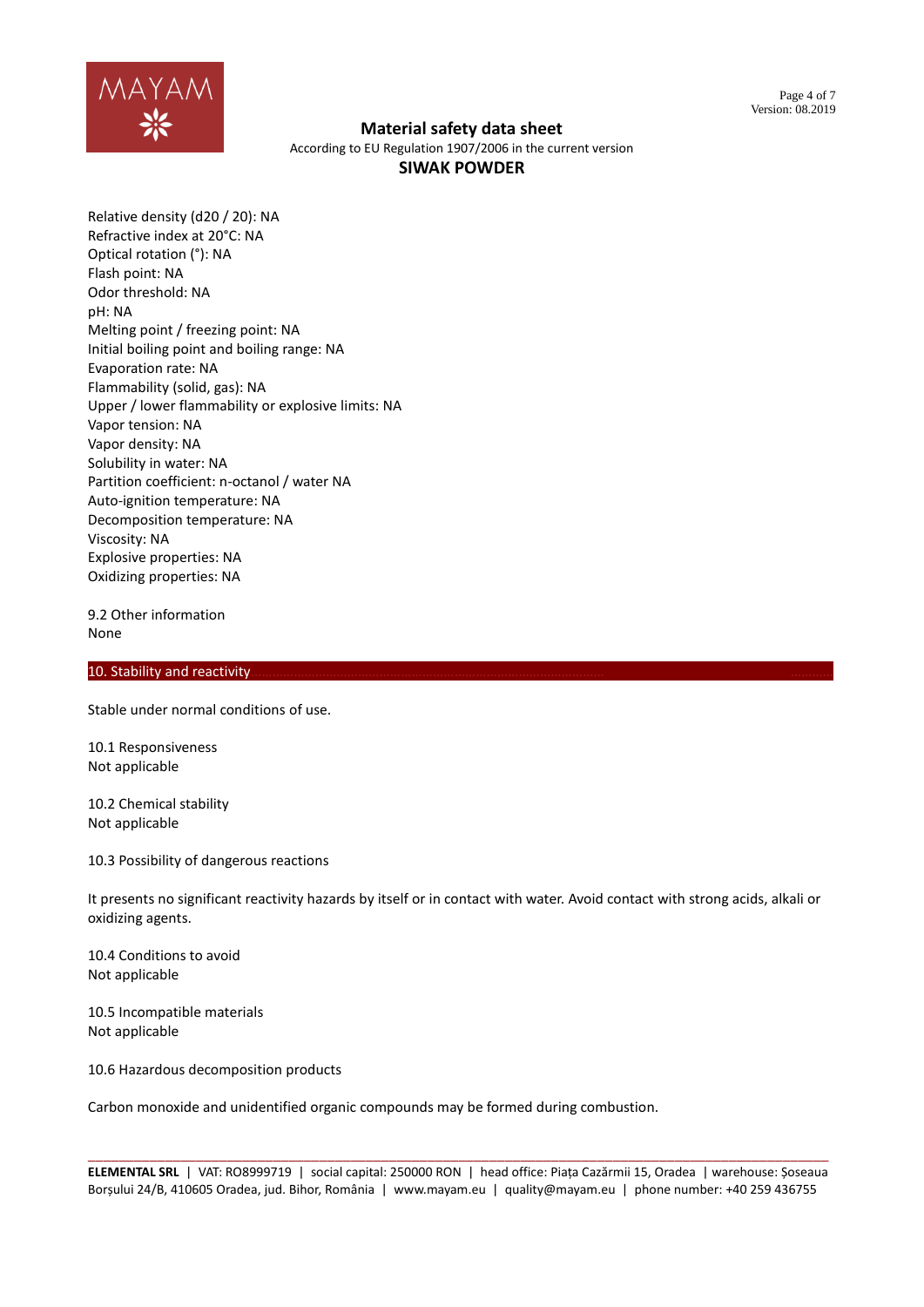Relative density (d20 / 20): NA
Refractive index at 20°C: NA
Optical rotation (°): NA
Flash point: NA
Odor threshold: NA
pH: NA
Melting point / freezing point: NA
Initial boiling point and boiling range: NA
Evaporation rate: NA
Flammability (solid, gas): NA
Upper / lower flammability or explosive limits: NA
Vapor tension: NA
Vapor density: NA
Solubility in water: NA
Partition coefficient: n-octanol / water NA
Auto-ignition temperature: NA
Decomposition temperature: NA
Viscosity: NA
Explosive properties: NA
Oxidizing properties: NA

9.2 Other information
None

## 10. Stability and reactivity

Stable under normal conditions of use.

10.1 Responsiveness
Not applicable

10.2 Chemical stability
Not applicable

10.3 Possibility of dangerous reactions

It presents no significant reactivity hazards by itself or in contact with water. Avoid contact with strong acids, alkali or oxidizing agents.

10.4 Conditions to avoid
Not applicable

10.5 Incompatible materials
Not applicable

10.6 Hazardous decomposition products

Carbon monoxide and unidentified organic compounds may be formed during combustion.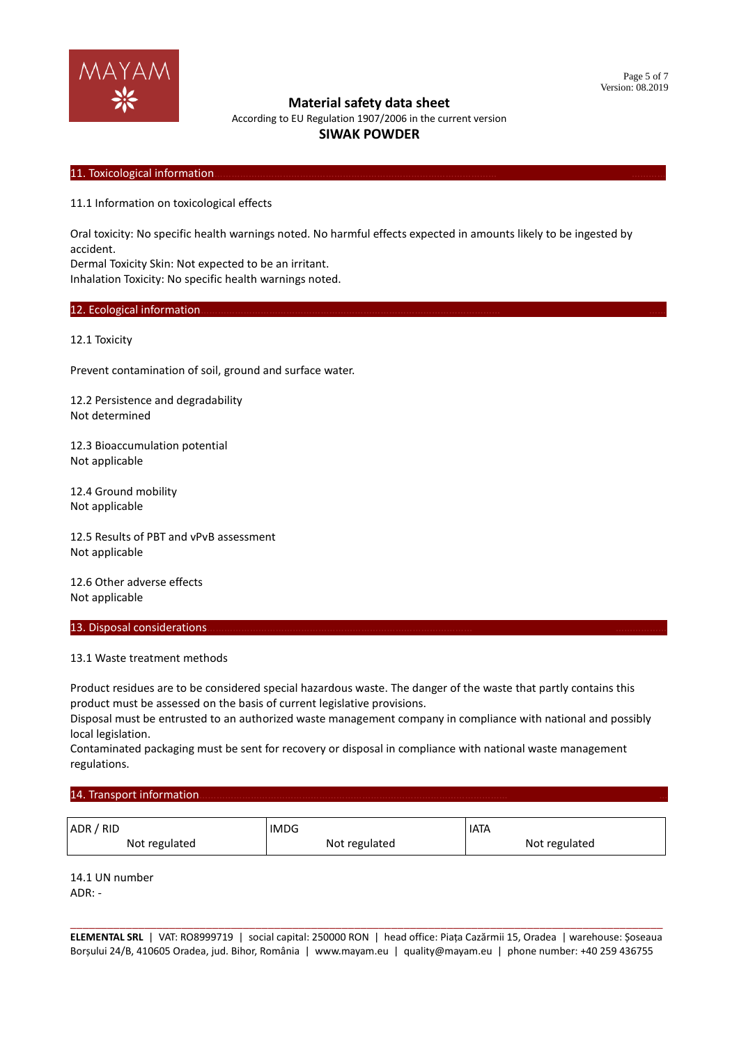## 11. Toxicological information

11.1 Information on toxicological effects

Oral toxicity: No specific health warnings noted. No harmful effects expected in amounts likely to be ingested by accident.
Dermal Toxicity Skin: Not expected to be an irritant.
Inhalation Toxicity: No specific health warnings noted.

## 12. Ecological information

12.1 Toxicity

Prevent contamination of soil, ground and surface water.

12.2 Persistence and degradability
Not determined

12.3 Bioaccumulation potential
Not applicable

12.4 Ground mobility
Not applicable

12.5 Results of PBT and vPvB assessment
Not applicable

12.6 Other adverse effects
Not applicable

## 13. Disposal considerations

13.1 Waste treatment methods

Product residues are to be considered special hazardous waste. The danger of the waste that partly contains this product must be assessed on the basis of current legislative provisions.
Disposal must be entrusted to an authorized waste management company in compliance with national and possibly local legislation.
Contaminated packaging must be sent for recovery or disposal in compliance with national waste management regulations.

## 14. Transport information

| ADR / RID | IMDG | IATA |
|---|---|---|
| Not regulated | Not regulated | Not regulated |

14.1 UN number
ADR: -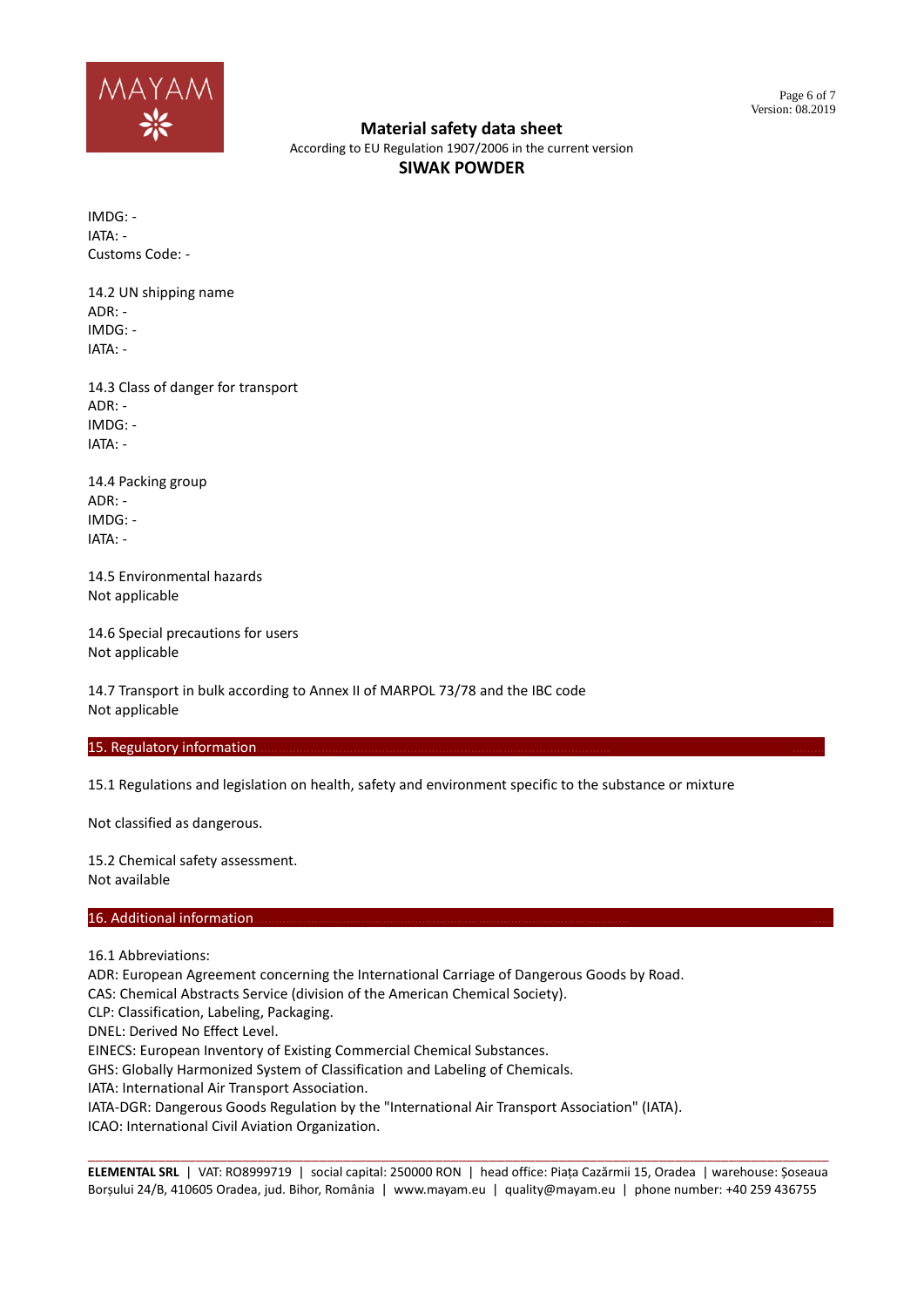IMDG: -
IATA: -
Customs Code: -

14.2 UN shipping name
ADR: -
IMDG: -
IATA: -

14.3 Class of danger for transport
ADR: -
IMDG: -
IATA: -

14.4 Packing group
ADR: -
IMDG: -
IATA: -

14.5 Environmental hazards
Not applicable

14.6 Special precautions for users
Not applicable

14.7 Transport in bulk according to Annex II of MARPOL 73/78 and the IBC code
Not applicable

## 15. Regulatory information

15.1 Regulations and legislation on health, safety and environment specific to the substance or mixture

Not classified as dangerous.

15.2 Chemical safety assessment.
Not available

## 16. Additional information

16.1 Abbreviations:
ADR: European Agreement concerning the International Carriage of Dangerous Goods by Road.
CAS: Chemical Abstracts Service (division of the American Chemical Society).
CLP: Classification, Labeling, Packaging.
DNEL: Derived No Effect Level.
EINECS: European Inventory of Existing Commercial Chemical Substances.
GHS: Globally Harmonized System of Classification and Labeling of Chemicals.
IATA: International Air Transport Association.
IATA-DGR: Dangerous Goods Regulation by the "International Air Transport Association" (IATA).
ICAO: International Civil Aviation Organization.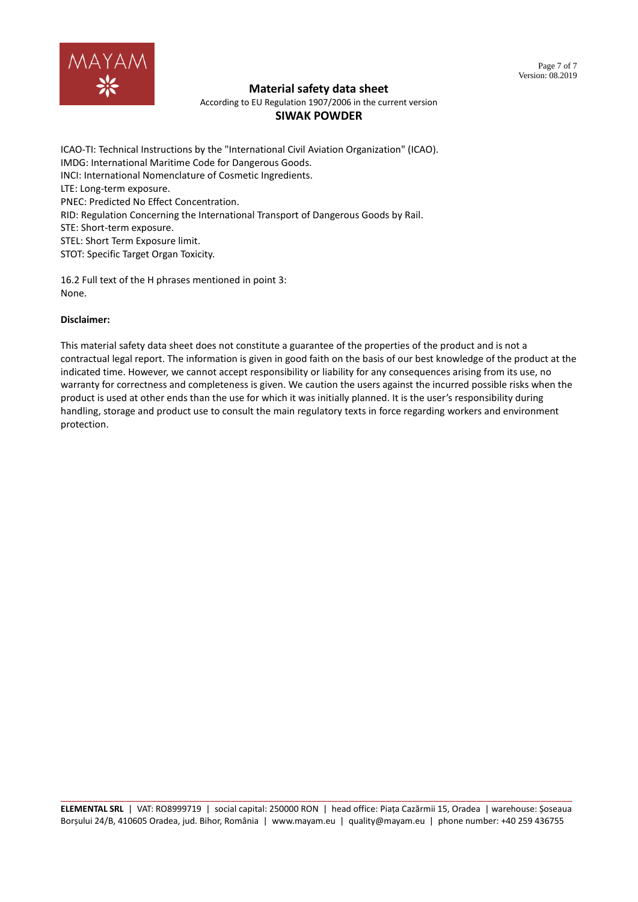ICAO-TI: Technical Instructions by the "International Civil Aviation Organization" (ICAO).
IMDG: International Maritime Code for Dangerous Goods.
INCI: International Nomenclature of Cosmetic Ingredients.
LTE: Long-term exposure.
PNEC: Predicted No Effect Concentration.
RID: Regulation Concerning the International Transport of Dangerous Goods by Rail.
STE: Short-term exposure.
STEL: Short Term Exposure limit.
STOT: Specific Target Organ Toxicity.

16.2 Full text of the H phrases mentioned in point 3:
None.

**Disclaimer:**

This material safety data sheet does not constitute a guarantee of the properties of the product and is not a contractual legal report. The information is given in good faith on the basis of our best knowledge of the product at the indicated time. However, we cannot accept responsibility or liability for any consequences arising from its use, no warranty for correctness and completeness is given. We caution the users against the incurred possible risks when the product is used at other ends than the use for which it was initially planned. It is the user's responsibility during handling, storage and product use to consult the main regulatory texts in force regarding workers and environment protection.